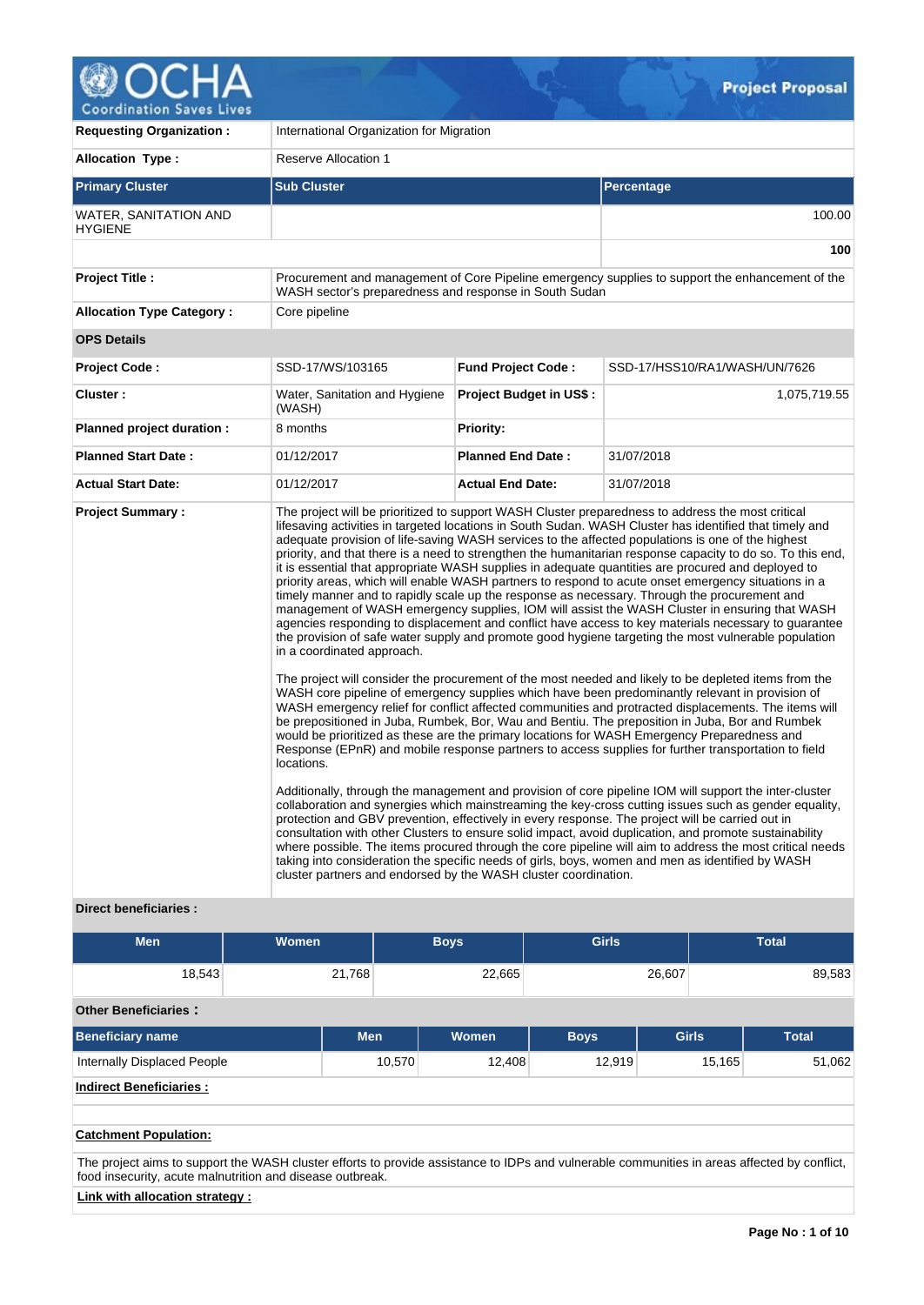# Project Proposal

| | | | |
|---|---|---|---|
| **Requesting Organization :** | International Organization for Migration | | |
| **Allocation Type :** | Reserve Allocation 1 | | |

| Primary Cluster | Sub Cluster | Percentage |
|---|---|---|
| WATER, SANITATION AND HYGIENE | | 100.00 |
| | | **100** |

| | | | |
|---|---|---|---|
| **Project Title :** | Procurement and management of Core Pipeline emergency supplies to support the enhancement of the WASH sector's preparedness and response in South Sudan | | |
| **Allocation Type Category :** | Core pipeline | | |
| **OPS Details** | | | |
| **Project Code :** | SSD-17/WS/103165 | **Fund Project Code :** | SSD-17/HSS10/RA1/WASH/UN/7626 |
| **Cluster :** | Water, Sanitation and Hygiene (WASH) | **Project Budget in US$ :** | 1,075,719.55 |
| **Planned project duration :** | 8 months | **Priority:** | |
| **Planned Start Date :** | 01/12/2017 | **Planned End Date :** | 31/07/2018 |
| **Actual Start Date:** | 01/12/2017 | **Actual End Date:** | 31/07/2018 |

**Project Summary :**

The project will be prioritized to support WASH Cluster preparedness to address the most critical lifesaving activities in targeted locations in South Sudan. WASH Cluster has identified that timely and adequate provision of life-saving WASH services to the affected populations is one of the highest priority, and that there is a need to strengthen the humanitarian response capacity to do so. To this end, it is essential that appropriate WASH supplies in adequate quantities are procured and deployed to priority areas, which will enable WASH partners to respond to acute onset emergency situations in a timely manner and to rapidly scale up the response as necessary. Through the procurement and management of WASH emergency supplies, IOM will assist the WASH Cluster in ensuring that WASH agencies responding to displacement and conflict have access to key materials necessary to guarantee the provision of safe water supply and promote good hygiene targeting the most vulnerable population in a coordinated approach.

The project will consider the procurement of the most needed and likely to be depleted items from the WASH core pipeline of emergency supplies which have been predominantly relevant in provision of WASH emergency relief for conflict affected communities and protracted displacements. The items will be prepositioned in Juba, Rumbek, Bor, Wau and Bentiu. The preposition in Juba, Bor and Rumbek would be prioritized as these are the primary locations for WASH Emergency Preparedness and Response (EPnR) and mobile response partners to access supplies for further transportation to field locations.

Additionally, through the management and provision of core pipeline IOM will support the inter-cluster collaboration and synergies which mainstreaming the key-cross cutting issues such as gender equality, protection and GBV prevention, effectively in every response. The project will be carried out in consultation with other Clusters to ensure solid impact, avoid duplication, and promote sustainability where possible. The items procured through the core pipeline will aim to address the most critical needs taking into consideration the specific needs of girls, boys, women and men as identified by WASH cluster partners and endorsed by the WASH cluster coordination.

**Direct beneficiaries :**

| Men | Women | Boys | Girls | Total |
|---|---|---|---|---|
| 18,543 | 21,768 | 22,665 | 26,607 | 89,583 |

**Other Beneficiaries :**

| Beneficiary name | Men | Women | Boys | Girls | Total |
|---|---|---|---|---|---|
| Internally Displaced People | 10,570 | 12,408 | 12,919 | 15,165 | 51,062 |

**Indirect Beneficiaries :**

**Catchment Population:**

The project aims to support the WASH cluster efforts to provide assistance to IDPs and vulnerable communities in areas affected by conflict, food insecurity, acute malnutrition and disease outbreak.

**Link with allocation strategy :**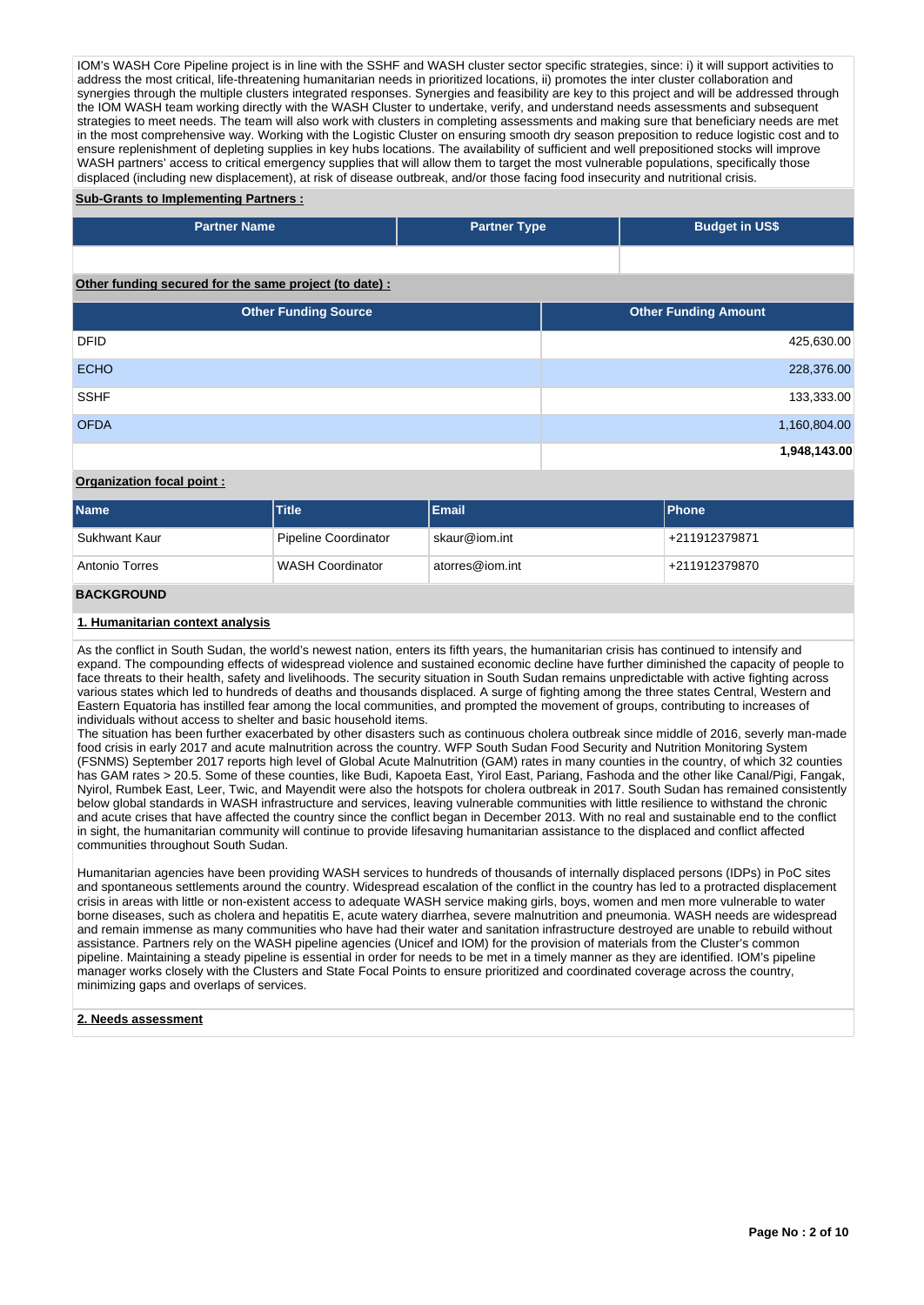IOM's WASH Core Pipeline project is in line with the SSHF and WASH cluster sector specific strategies, since: i) it will support activities to address the most critical, life-threatening humanitarian needs in prioritized locations, ii) promotes the inter cluster collaboration and synergies through the multiple clusters integrated responses. Synergies and feasibility are key to this project and will be addressed through the IOM WASH team working directly with the WASH Cluster to undertake, verify, and understand needs assessments and subsequent strategies to meet needs. The team will also work with clusters in completing assessments and making sure that beneficiary needs are met in the most comprehensive way. Working with the Logistic Cluster on ensuring smooth dry season preposition to reduce logistic cost and to ensure replenishment of depleting supplies in key hubs locations. The availability of sufficient and well prepositioned stocks will improve WASH partners' access to critical emergency supplies that will allow them to target the most vulnerable populations, specifically those displaced (including new displacement), at risk of disease outbreak, and/or those facing food insecurity and nutritional crisis.

**Sub-Grants to Implementing Partners :**

| Partner Name | Partner Type | Budget in US$ |
|---|---|---|
| | | |

**Other funding secured for the same project (to date) :**

| Other Funding Source | Other Funding Amount |
|---|---|
| DFID | 425,630.00 |
| ECHO | 228,376.00 |
| SSHF | 133,333.00 |
| OFDA | 1,160,804.00 |
| | **1,948,143.00** |

**Organization focal point :**

| Name | Title | Email | Phone |
|---|---|---|---|
| Sukhwant Kaur | Pipeline Coordinator | skaur@iom.int | +211912379871 |
| Antonio Torres | WASH Coordinator | atorres@iom.int | +211912379870 |

## BACKGROUND

### 1. Humanitarian context analysis

As the conflict in South Sudan, the world's newest nation, enters its fifth years, the humanitarian crisis has continued to intensify and expand. The compounding effects of widespread violence and sustained economic decline have further diminished the capacity of people to face threats to their health, safety and livelihoods. The security situation in South Sudan remains unpredictable with active fighting across various states which led to hundreds of deaths and thousands displaced. A surge of fighting among the three states Central, Western and Eastern Equatoria has instilled fear among the local communities, and prompted the movement of groups, contributing to increases of individuals without access to shelter and basic household items.
The situation has been further exacerbated by other disasters such as continuous cholera outbreak since middle of 2016, severly man-made food crisis in early 2017 and acute malnutrition across the country. WFP South Sudan Food Security and Nutrition Monitoring System (FSNMS) September 2017 reports high level of Global Acute Malnutrition (GAM) rates in many counties in the country, of which 32 counties has GAM rates > 20.5. Some of these counties, like Budi, Kapoeta East, Yirol East, Pariang, Fashoda and the other like Canal/Pigi, Fangak, Nyirol, Rumbek East, Leer, Twic, and Mayendit were also the hotspots for cholera outbreak in 2017. South Sudan has remained consistently below global standards in WASH infrastructure and services, leaving vulnerable communities with little resilience to withstand the chronic and acute crises that have affected the country since the conflict began in December 2013. With no real and sustainable end to the conflict in sight, the humanitarian community will continue to provide lifesaving humanitarian assistance to the displaced and conflict affected communities throughout South Sudan.

Humanitarian agencies have been providing WASH services to hundreds of thousands of internally displaced persons (IDPs) in PoC sites and spontaneous settlements around the country. Widespread escalation of the conflict in the country has led to a protracted displacement crisis in areas with little or non-existent access to adequate WASH service making girls, boys, women and men more vulnerable to water borne diseases, such as cholera and hepatitis E, acute watery diarrhea, severe malnutrition and pneumonia. WASH needs are widespread and remain immense as many communities who have had their water and sanitation infrastructure destroyed are unable to rebuild without assistance. Partners rely on the WASH pipeline agencies (Unicef and IOM) for the provision of materials from the Cluster's common pipeline. Maintaining a steady pipeline is essential in order for needs to be met in a timely manner as they are identified. IOM's pipeline manager works closely with the Clusters and State Focal Points to ensure prioritized and coordinated coverage across the country, minimizing gaps and overlaps of services.

### 2. Needs assessment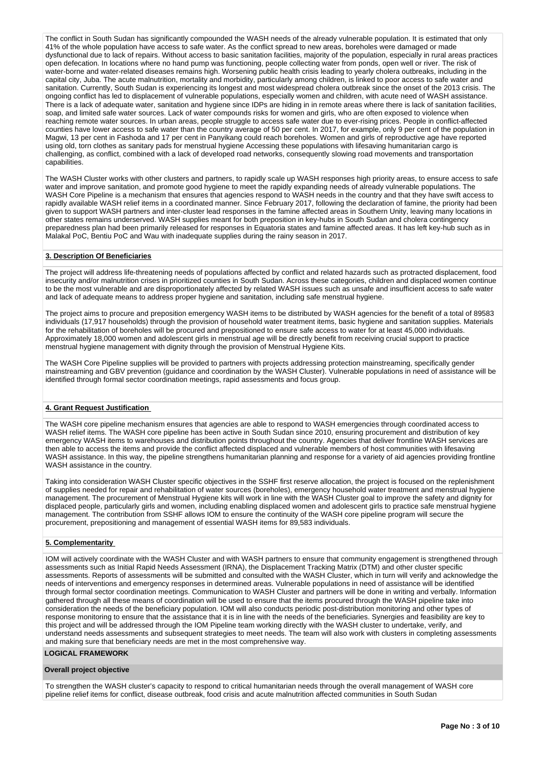The conflict in South Sudan has significantly compounded the WASH needs of the already vulnerable population. It is estimated that only 41% of the whole population have access to safe water. As the conflict spread to new areas, boreholes were damaged or made dysfunctional due to lack of repairs. Without access to basic sanitation facilities, majority of the population, especially in rural areas practices open defecation. In locations where no hand pump was functioning, people collecting water from ponds, open well or river. The risk of water-borne and water-related diseases remains high. Worsening public health crisis leading to yearly cholera outbreaks, including in the capital city, Juba. The acute malnutrition, mortality and morbidity, particularly among children, is linked to poor access to safe water and sanitation. Currently, South Sudan is experiencing its longest and most widespread cholera outbreak since the onset of the 2013 crisis. The ongoing conflict has led to displacement of vulnerable populations, especially women and children, with acute need of WASH assistance. There is a lack of adequate water, sanitation and hygiene since IDPs are hiding in in remote areas where there is lack of sanitation facilities, soap, and limited safe water sources. Lack of water compounds risks for women and girls, who are often exposed to violence when reaching remote water sources. In urban areas, people struggle to access safe water due to ever-rising prices. People in conflict-affected counties have lower access to safe water than the country average of 50 per cent. In 2017, for example, only 9 per cent of the population in Magwi, 13 per cent in Fashoda and 17 per cent in Panyikang could reach boreholes. Women and girls of reproductive age have reported using old, torn clothes as sanitary pads for menstrual hygiene Accessing these populations with lifesaving humanitarian cargo is challenging, as conflict, combined with a lack of developed road networks, consequently slowing road movements and transportation capabilities.

The WASH Cluster works with other clusters and partners, to rapidly scale up WASH responses high priority areas, to ensure access to safe water and improve sanitation, and promote good hygiene to meet the rapidly expanding needs of already vulnerable populations. The WASH Core Pipeline is a mechanism that ensures that agencies respond to WASH needs in the country and that they have swift access to rapidly available WASH relief items in a coordinated manner. Since February 2017, following the declaration of famine, the priority had been given to support WASH partners and inter-cluster lead responses in the famine affected areas in Southern Unity, leaving many locations in other states remains underserved. WASH supplies meant for both preposition in key-hubs in South Sudan and cholera contingency preparedness plan had been primarily released for responses in Equatoria states and famine affected areas. It has left key-hub such as in Malakal PoC, Bentiu PoC and Wau with inadequate supplies during the rainy season in 2017.

## 3. Description Of Beneficiaries

The project will address life-threatening needs of populations affected by conflict and related hazards such as protracted displacement, food insecurity and/or malnutrition crises in prioritized counties in South Sudan. Across these categories, children and displaced women continue to be the most vulnerable and are disproportionately affected by related WASH issues such as unsafe and insufficient access to safe water and lack of adequate means to address proper hygiene and sanitation, including safe menstrual hygiene.

The project aims to procure and preposition emergency WASH items to be distributed by WASH agencies for the benefit of a total of 89583 individuals (17,917 households) through the provision of household water treatment items, basic hygiene and sanitation supplies. Materials for the rehabilitation of boreholes will be procured and prepositioned to ensure safe access to water for at least 45,000 individuals. Approximately 18,000 women and adolescent girls in menstrual age will be directly benefit from receiving crucial support to practice menstrual hygiene management with dignity through the provision of Menstrual Hygiene Kits.

The WASH Core Pipeline supplies will be provided to partners with projects addressing protection mainstreaming, specifically gender mainstreaming and GBV prevention (guidance and coordination by the WASH Cluster). Vulnerable populations in need of assistance will be identified through formal sector coordination meetings, rapid assessments and focus group.

## 4. Grant Request Justification

The WASH core pipeline mechanism ensures that agencies are able to respond to WASH emergencies through coordinated access to WASH relief items. The WASH core pipeline has been active in South Sudan since 2010, ensuring procurement and distribution of key emergency WASH items to warehouses and distribution points throughout the country. Agencies that deliver frontline WASH services are then able to access the items and provide the conflict affected displaced and vulnerable members of host communities with lifesaving WASH assistance. In this way, the pipeline strengthens humanitarian planning and response for a variety of aid agencies providing frontline WASH assistance in the country.

Taking into consideration WASH Cluster specific objectives in the SSHF first reserve allocation, the project is focused on the replenishment of supplies needed for repair and rehabilitation of water sources (boreholes), emergency household water treatment and menstrual hygiene management. The procurement of Menstrual Hygiene kits will work in line with the WASH Cluster goal to improve the safety and dignity for displaced people, particularly girls and women, including enabling displaced women and adolescent girls to practice safe menstrual hygiene management. The contribution from SSHF allows IOM to ensure the continuity of the WASH core pipeline program will secure the procurement, prepositioning and management of essential WASH items for 89,583 individuals.

## 5. Complementarity

IOM will actively coordinate with the WASH Cluster and with WASH partners to ensure that community engagement is strengthened through assessments such as Initial Rapid Needs Assessment (IRNA), the Displacement Tracking Matrix (DTM) and other cluster specific assessments. Reports of assessments will be submitted and consulted with the WASH Cluster, which in turn will verify and acknowledge the needs of interventions and emergency responses in determined areas. Vulnerable populations in need of assistance will be identified through formal sector coordination meetings. Communication to WASH Cluster and partners will be done in writing and verbally. Information gathered through all these means of coordination will be used to ensure that the items procured through the WASH pipeline take into consideration the needs of the beneficiary population. IOM will also conducts periodic post-distribution monitoring and other types of response monitoring to ensure that the assistance that it is in line with the needs of the beneficiaries. Synergies and feasibility are key to this project and will be addressed through the IOM Pipeline team working directly with the WASH cluster to undertake, verify, and understand needs assessments and subsequent strategies to meet needs. The team will also work with clusters in completing assessments and making sure that beneficiary needs are met in the most comprehensive way.

## LOGICAL FRAMEWORK

### Overall project objective

To strengthen the WASH cluster's capacity to respond to critical humanitarian needs through the overall management of WASH core pipeline relief items for conflict, disease outbreak, food crisis and acute malnutrition affected communities in South Sudan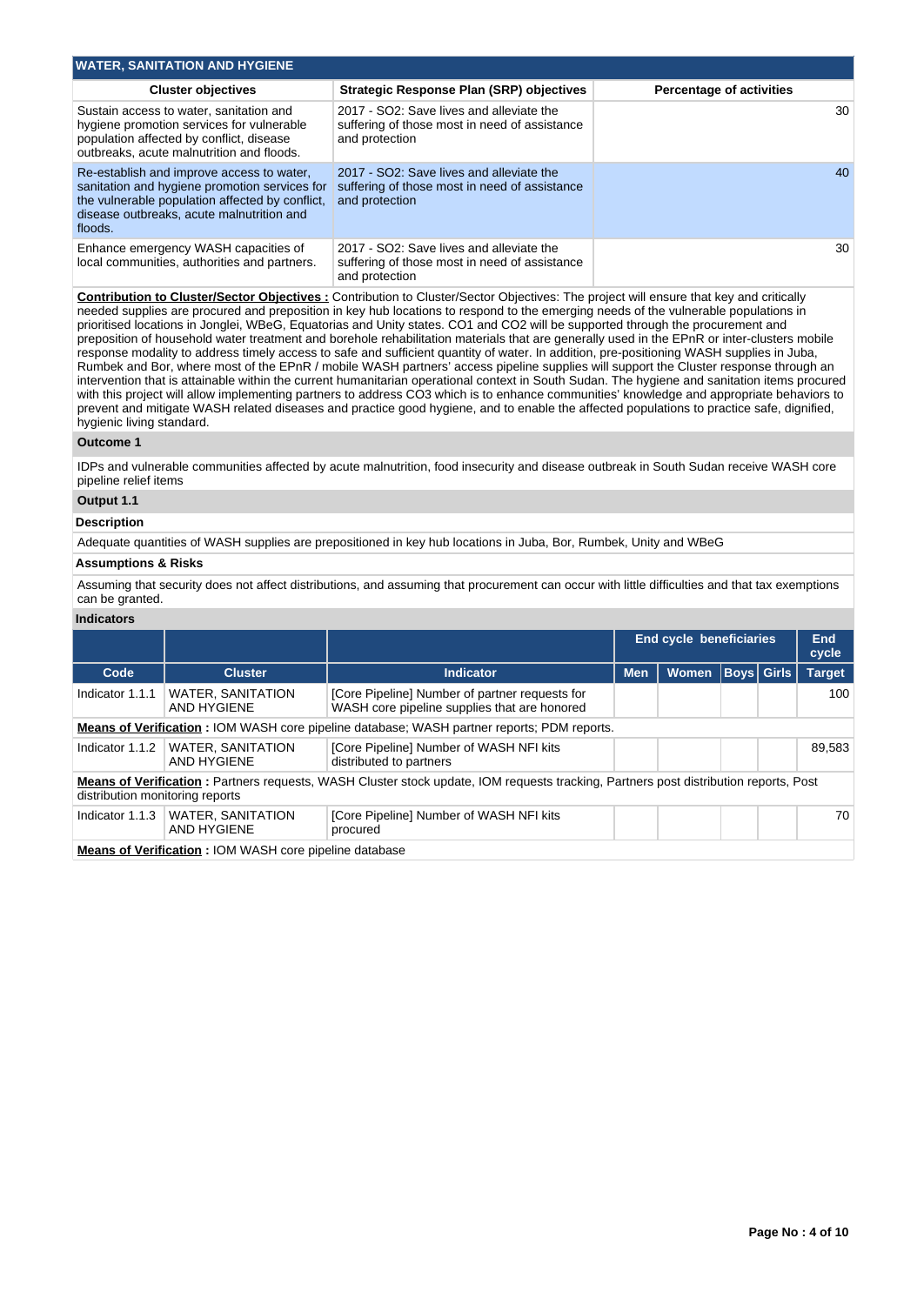## WATER, SANITATION AND HYGIENE

| Cluster objectives | Strategic Response Plan (SRP) objectives | Percentage of activities |
|---|---|---|
| Sustain access to water, sanitation and hygiene promotion services for vulnerable population affected by conflict, disease outbreaks, acute malnutrition and floods. | 2017 - SO2: Save lives and alleviate the suffering of those most in need of assistance and protection | 30 |
| Re-establish and improve access to water, sanitation and hygiene promotion services for the vulnerable population affected by conflict, disease outbreaks, acute malnutrition and floods. | 2017 - SO2: Save lives and alleviate the suffering of those most in need of assistance and protection | 40 |
| Enhance emergency WASH capacities of local communities, authorities and partners. | 2017 - SO2: Save lives and alleviate the suffering of those most in need of assistance and protection | 30 |

**Contribution to Cluster/Sector Objectives :** Contribution to Cluster/Sector Objectives: The project will ensure that key and critically needed supplies are procured and preposition in key hub locations to respond to the emerging needs of the vulnerable populations in prioritised locations in Jonglei, WBeG, Equatorias and Unity states. CO1 and CO2 will be supported through the procurement and preposition of household water treatment and borehole rehabilitation materials that are generally used in the EPnR or inter-clusters mobile response modality to address timely access to safe and sufficient quantity of water. In addition, pre-positioning WASH supplies in Juba, Rumbek and Bor, where most of the EPnR / mobile WASH partners' access pipeline supplies will support the Cluster response through an intervention that is attainable within the current humanitarian operational context in South Sudan. The hygiene and sanitation items procured with this project will allow implementing partners to address CO3 which is to enhance communities' knowledge and appropriate behaviors to prevent and mitigate WASH related diseases and practice good hygiene, and to enable the affected populations to practice safe, dignified, hygienic living standard.

### Outcome 1

IDPs and vulnerable communities affected by acute malnutrition, food insecurity and disease outbreak in South Sudan receive WASH core pipeline relief items

### Output 1.1

**Description**

Adequate quantities of WASH supplies are prepositioned in key hub locations in Juba, Bor, Rumbek, Unity and WBeG

**Assumptions & Risks**

Assuming that security does not affect distributions, and assuming that procurement can occur with little difficulties and that tax exemptions can be granted.

**Indicators**

| | | | End cycle beneficiaries | | | | End cycle |
|---|---|---|---|---|---|---|---|
| **Code** | **Cluster** | **Indicator** | **Men** | **Women** | **Boys** | **Girls** | **Target** |
| Indicator 1.1.1 | WATER, SANITATION AND HYGIENE | [Core Pipeline] Number of partner requests for WASH core pipeline supplies that are honored | | | | | 100 |
| **Means of Verification :** IOM WASH core pipeline database; WASH partner reports; PDM reports. | | | | | | | |
| Indicator 1.1.2 | WATER, SANITATION AND HYGIENE | [Core Pipeline] Number of WASH NFI kits distributed to partners | | | | | 89,583 |
| **Means of Verification :** Partners requests, WASH Cluster stock update, IOM requests tracking, Partners post distribution reports, Post distribution monitoring reports | | | | | | | |
| Indicator 1.1.3 | WATER, SANITATION AND HYGIENE | [Core Pipeline] Number of WASH NFI kits procured | | | | | 70 |
| **Means of Verification :** IOM WASH core pipeline database | | | | | | | |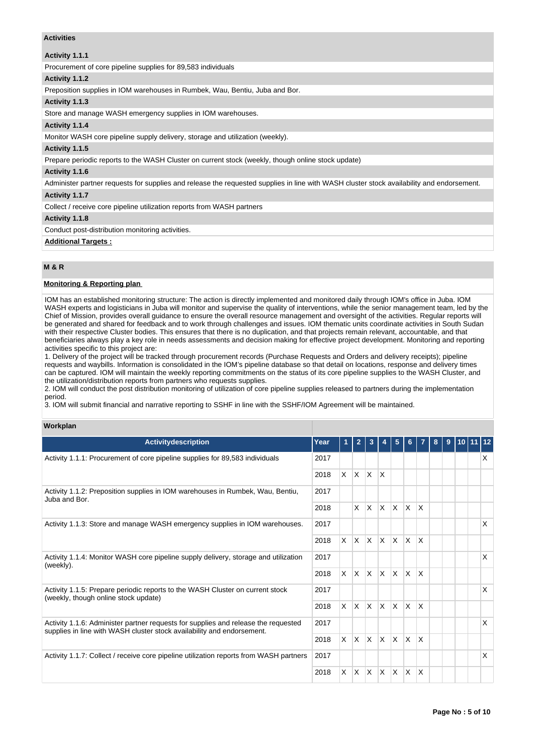## Activities

### Activity 1.1.1

Procurement of core pipeline supplies for 89,583 individuals

### Activity 1.1.2

Preposition supplies in IOM warehouses in Rumbek, Wau, Bentiu, Juba and Bor.

### Activity 1.1.3

Store and manage WASH emergency supplies in IOM warehouses.

### Activity 1.1.4

Monitor WASH core pipeline supply delivery, storage and utilization (weekly).

### Activity 1.1.5

Prepare periodic reports to the WASH Cluster on current stock (weekly, though online stock update)

### Activity 1.1.6

Administer partner requests for supplies and release the requested supplies in line with WASH cluster stock availability and endorsement.

### Activity 1.1.7

Collect / receive core pipeline utilization reports from WASH partners

### Activity 1.1.8

Conduct post-distribution monitoring activities.

**Additional Targets :**

## M & R

**Monitoring & Reporting plan**

IOM has an established monitoring structure: The action is directly implemented and monitored daily through IOM's office in Juba. IOM WASH experts and logisticians in Juba will monitor and supervise the quality of interventions, while the senior management team, led by the Chief of Mission, provides overall guidance to ensure the overall resource management and oversight of the activities. Regular reports will be generated and shared for feedback and to work through challenges and issues. IOM thematic units coordinate activities in South Sudan with their respective Cluster bodies. This ensures that there is no duplication, and that projects remain relevant, accountable, and that beneficiaries always play a key role in needs assessments and decision making for effective project development. Monitoring and reporting activities specific to this project are:

1. Delivery of the project will be tracked through procurement records (Purchase Requests and Orders and delivery receipts); pipeline requests and waybills. Information is consolidated in the IOM's pipeline database so that detail on locations, response and delivery times can be captured. IOM will maintain the weekly reporting commitments on the status of its core pipeline supplies to the WASH Cluster, and the utilization/distribution reports from partners who requests supplies.
2. IOM will conduct the post distribution monitoring of utilization of core pipeline supplies released to partners during the implementation period.
3. IOM will submit financial and narrative reporting to SSHF in line with the SSHF/IOM Agreement will be maintained.

## Workplan

| Activitydescription | Year | 1 | 2 | 3 | 4 | 5 | 6 | 7 | 8 | 9 | 10 | 11 | 12 |
|---|---|---|---|---|---|---|---|---|---|---|---|---|---|
| Activity 1.1.1: Procurement of core pipeline supplies for 89,583 individuals | 2017 | | | | | | | | | | | | X |
| | 2018 | X | X | X | X | | | | | | | | |
| Activity 1.1.2: Preposition supplies in IOM warehouses in Rumbek, Wau, Bentiu, Juba and Bor. | 2017 | | | | | | | | | | | | |
| | 2018 | | X | X | X | X | X | X | | | | | |
| Activity 1.1.3: Store and manage WASH emergency supplies in IOM warehouses. | 2017 | | | | | | | | | | | | X |
| | 2018 | X | X | X | X | X | X | X | | | | | |
| Activity 1.1.4: Monitor WASH core pipeline supply delivery, storage and utilization (weekly). | 2017 | | | | | | | | | | | | X |
| | 2018 | X | X | X | X | X | X | X | | | | | |
| Activity 1.1.5: Prepare periodic reports to the WASH Cluster on current stock (weekly, though online stock update) | 2017 | | | | | | | | | | | | X |
| | 2018 | X | X | X | X | X | X | X | | | | | |
| Activity 1.1.6: Administer partner requests for supplies and release the requested supplies in line with WASH cluster stock availability and endorsement. | 2017 | | | | | | | | | | | | X |
| | 2018 | X | X | X | X | X | X | X | | | | | |
| Activity 1.1.7: Collect / receive core pipeline utilization reports from WASH partners | 2017 | | | | | | | | | | | | X |
| | 2018 | X | X | X | X | X | X | X | | | | | |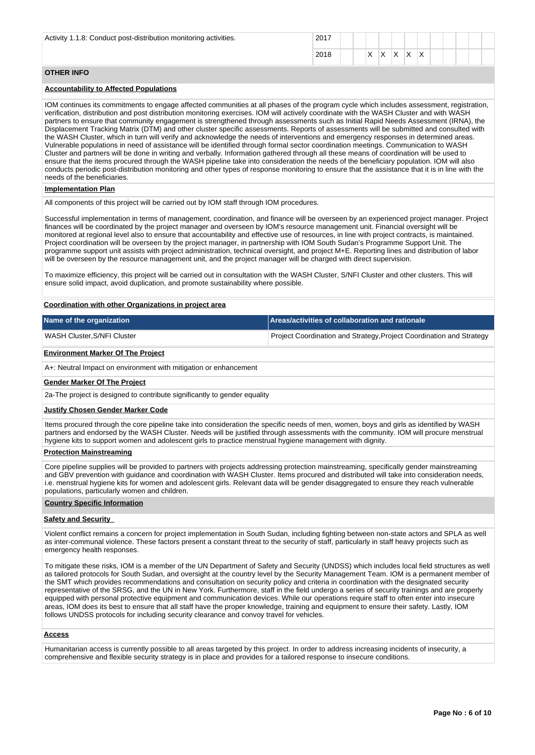| Activity 1.1.8: Conduct post-distribution monitoring activities. | 2017 | | | | | | | | | | | | |
|---|---|---|---|---|---|---|---|---|---|---|---|---|---|
| | 2018 | | | X | X | X | X | X | | | | | |

## OTHER INFO

**Accountability to Affected Populations**

IOM continues its commitments to engage affected communities at all phases of the program cycle which includes assessment, registration, verification, distribution and post distribution monitoring exercises. IOM will actively coordinate with the WASH Cluster and with WASH partners to ensure that community engagement is strengthened through assessments such as Initial Rapid Needs Assessment (IRNA), the Displacement Tracking Matrix (DTM) and other cluster specific assessments. Reports of assessments will be submitted and consulted with the WASH Cluster, which in turn will verify and acknowledge the needs of interventions and emergency responses in determined areas. Vulnerable populations in need of assistance will be identified through formal sector coordination meetings. Communication to WASH Cluster and partners will be done in writing and verbally. Information gathered through all these means of coordination will be used to ensure that the items procured through the WASH pipeline take into consideration the needs of the beneficiary population. IOM will also conducts periodic post-distribution monitoring and other types of response monitoring to ensure that the assistance that it is in line with the needs of the beneficiaries.

**Implementation Plan**

All components of this project will be carried out by IOM staff through IOM procedures.

Successful implementation in terms of management, coordination, and finance will be overseen by an experienced project manager. Project finances will be coordinated by the project manager and overseen by IOM's resource management unit. Financial oversight will be monitored at regional level also to ensure that accountability and effective use of resources, in line with project contracts, is maintained. Project coordination will be overseen by the project manager, in partnership with IOM South Sudan's Programme Support Unit. The programme support unit assists with project administration, technical oversight, and project M+E. Reporting lines and distribution of labor will be overseen by the resource management unit, and the project manager will be charged with direct supervision.

To maximize efficiency, this project will be carried out in consultation with the WASH Cluster, S/NFI Cluster and other clusters. This will ensure solid impact, avoid duplication, and promote sustainability where possible.

**Coordination with other Organizations in project area**

| Name of the organization | Areas/activities of collaboration and rationale |
|---|---|
| WASH Cluster,S/NFI Cluster | Project Coordination and Strategy,Project Coordination and Strategy |

**Environment Marker Of The Project**

A+: Neutral Impact on environment with mitigation or enhancement

**Gender Marker Of The Project**

2a-The project is designed to contribute significantly to gender equality

**Justify Chosen Gender Marker Code**

Items procured through the core pipeline take into consideration the specific needs of men, women, boys and girls as identified by WASH partners and endorsed by the WASH Cluster. Needs will be justified through assessments with the community. IOM will procure menstrual hygiene kits to support women and adolescent girls to practice menstrual hygiene management with dignity.

**Protection Mainstreaming**

Core pipeline supplies will be provided to partners with projects addressing protection mainstreaming, specifically gender mainstreaming and GBV prevention with guidance and coordination with WASH Cluster. Items procured and distributed will take into consideration needs, i.e. menstrual hygiene kits for women and adolescent girls. Relevant data will be gender disaggregated to ensure they reach vulnerable populations, particularly women and children.

**Country Specific Information**

**Safety and Security**

Violent conflict remains a concern for project implementation in South Sudan, including fighting between non-state actors and SPLA as well as inter-communal violence. These factors present a constant threat to the security of staff, particularly in staff heavy projects such as emergency health responses.

To mitigate these risks, IOM is a member of the UN Department of Safety and Security (UNDSS) which includes local field structures as well as tailored protocols for South Sudan, and oversight at the country level by the Security Management Team. IOM is a permanent member of the SMT which provides recommendations and consultation on security policy and criteria in coordination with the designated security representative of the SRSG, and the UN in New York. Furthermore, staff in the field undergo a series of security trainings and are properly equipped with personal protective equipment and communication devices. While our operations require staff to often enter into insecure areas, IOM does its best to ensure that all staff have the proper knowledge, training and equipment to ensure their safety. Lastly, IOM follows UNDSS protocols for including security clearance and convoy travel for vehicles.

**Access**

Humanitarian access is currently possible to all areas targeted by this project. In order to address increasing incidents of insecurity, a comprehensive and flexible security strategy is in place and provides for a tailored response to insecure conditions.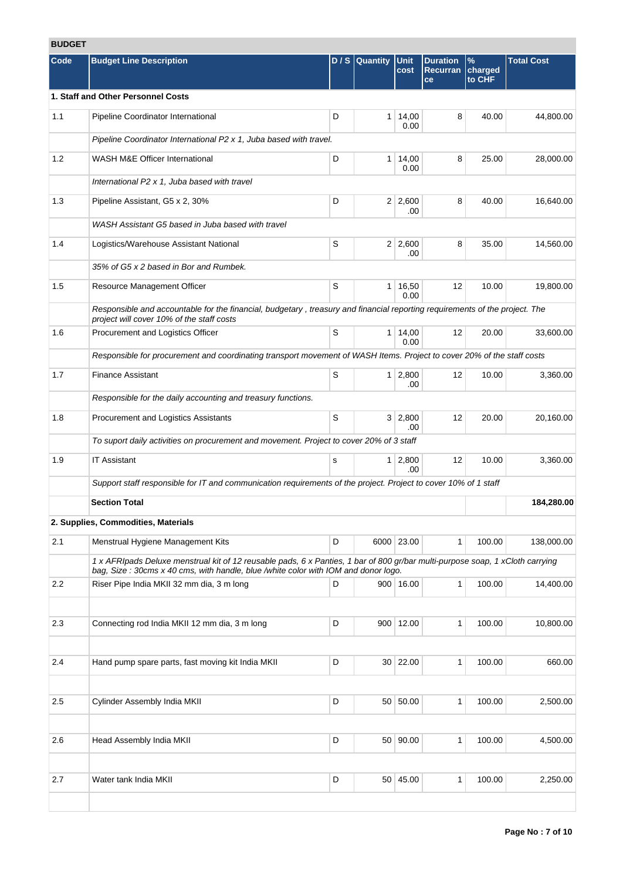## BUDGET

| Code | Budget Line Description | D / S | Quantity | Unit cost | Duration Recurrance | % charged to CHF | Total Cost |
|---|---|---|---|---|---|---|---|
| **1. Staff and Other Personnel Costs** | | | | | | | |
| 1.1 | Pipeline Coordinator International | D | 1 | 14,000.00 | 8 | 40.00 | 44,800.00 |
| | *Pipeline Coordinator International P2 x 1, Juba based with travel.* | | | | | | |
| 1.2 | WASH M&E Officer International | D | 1 | 14,000.00 | 8 | 25.00 | 28,000.00 |
| | *International P2 x 1, Juba based with travel* | | | | | | |
| 1.3 | Pipeline Assistant, G5 x 2, 30% | D | 2 | 2,600.00 | 8 | 40.00 | 16,640.00 |
| | *WASH Assistant G5 based in Juba based with travel* | | | | | | |
| 1.4 | Logistics/Warehouse Assistant National | S | 2 | 2,600.00 | 8 | 35.00 | 14,560.00 |
| | *35% of G5 x 2 based in Bor and Rumbek.* | | | | | | |
| 1.5 | Resource Management Officer | S | 1 | 16,500.00 | 12 | 10.00 | 19,800.00 |
| | *Responsible and accountable for the financial, budgetary , treasury and financial reporting requirements of the project. The project will cover 10% of the staff costs* | | | | | | |
| 1.6 | Procurement and Logistics Officer | S | 1 | 14,000.00 | 12 | 20.00 | 33,600.00 |
| | *Responsible for procurement and coordinating transport movement of WASH Items. Project to cover 20% of the staff costs* | | | | | | |
| 1.7 | Finance Assistant | S | 1 | 2,800.00 | 12 | 10.00 | 3,360.00 |
| | *Responsible for the daily accounting and treasury functions.* | | | | | | |
| 1.8 | Procurement and Logistics Assistants | S | 3 | 2,800.00 | 12 | 20.00 | 20,160.00 |
| | *To suport daily activities on procurement and movement. Project to cover 20% of 3 staff* | | | | | | |
| 1.9 | IT Assistant | s | 1 | 2,800.00 | 12 | 10.00 | 3,360.00 |
| | *Support staff responsible for IT and communication requirements of the project. Project to cover 10% of 1 staff* | | | | | | |
| | **Section Total** | | | | | | **184,280.00** |
| **2. Supplies, Commodities, Materials** | | | | | | | |
| 2.1 | Menstrual Hygiene Management Kits | D | 6000 | 23.00 | 1 | 100.00 | 138,000.00 |
| | *1 x AFRIpads Deluxe menstrual kit of 12 reusable pads, 6 x Panties, 1 bar of 800 gr/bar multi-purpose soap, 1 xCloth carrying bag, Size : 30cms x 40 cms, with handle, blue /white color with IOM and donor logo.* | | | | | | |
| 2.2 | Riser Pipe India MKII 32 mm dia, 3 m long | D | 900 | 16.00 | 1 | 100.00 | 14,400.00 |
| | | | | | | | |
| 2.3 | Connecting rod India MKII 12 mm dia, 3 m long | D | 900 | 12.00 | 1 | 100.00 | 10,800.00 |
| | | | | | | | |
| 2.4 | Hand pump spare parts, fast moving kit India MKII | D | 30 | 22.00 | 1 | 100.00 | 660.00 |
| | | | | | | | |
| 2.5 | Cylinder Assembly India MKII | D | 50 | 50.00 | 1 | 100.00 | 2,500.00 |
| | | | | | | | |
| 2.6 | Head Assembly India MKII | D | 50 | 90.00 | 1 | 100.00 | 4,500.00 |
| | | | | | | | |
| 2.7 | Water tank India MKII | D | 50 | 45.00 | 1 | 100.00 | 2,250.00 |
| | | | | | | | |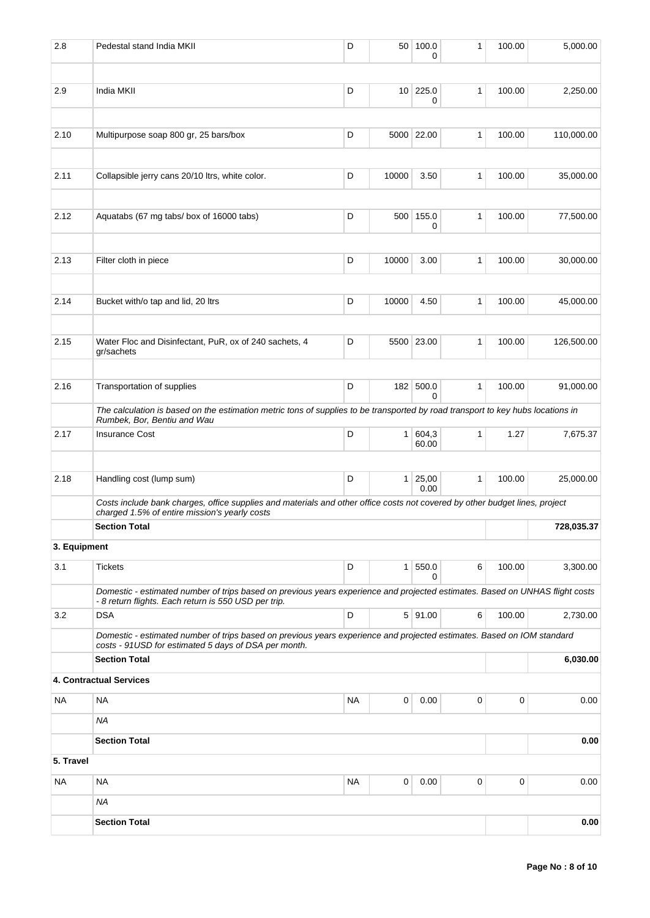| | | | | | | | |
|---|---|---|---|---|---|---|---|
| 2.8 | Pedestal stand India MKII | D | 50 | 100.00 | 1 | 100.00 | 5,000.00 |
| | | | | | | | |
| 2.9 | India MKII | D | 10 | 225.00 | 1 | 100.00 | 2,250.00 |
| | | | | | | | |
| 2.10 | Multipurpose soap 800 gr, 25 bars/box | D | 5000 | 22.00 | 1 | 100.00 | 110,000.00 |
| | | | | | | | |
| 2.11 | Collapsible jerry cans 20/10 ltrs, white color. | D | 10000 | 3.50 | 1 | 100.00 | 35,000.00 |
| | | | | | | | |
| 2.12 | Aquatabs (67 mg tabs/ box of 16000 tabs) | D | 500 | 155.00 | 1 | 100.00 | 77,500.00 |
| | | | | | | | |
| 2.13 | Filter cloth in piece | D | 10000 | 3.00 | 1 | 100.00 | 30,000.00 |
| | | | | | | | |
| 2.14 | Bucket with/o tap and lid, 20 ltrs | D | 10000 | 4.50 | 1 | 100.00 | 45,000.00 |
| | | | | | | | |
| 2.15 | Water Floc and Disinfectant, PuR, ox of 240 sachets, 4 gr/sachets | D | 5500 | 23.00 | 1 | 100.00 | 126,500.00 |
| | | | | | | | |
| 2.16 | Transportation of supplies | D | 182 | 500.00 | 1 | 100.00 | 91,000.00 |
| | *The calculation is based on the estimation metric tons of supplies to be transported by road transport to key hubs locations in Rumbek, Bor, Bentiu and Wau* | | | | | | |
| 2.17 | Insurance Cost | D | 1 | 604,360.00 | 1 | 1.27 | 7,675.37 |
| | | | | | | | |
| 2.18 | Handling cost (lump sum) | D | 1 | 25,000.00 | 1 | 100.00 | 25,000.00 |
| | *Costs include bank charges, office supplies and materials and other office costs not covered by other budget lines, project charged 1.5% of entire mission's yearly costs* | | | | | | |
| | **Section Total** | | | | | | **728,035.37** |
| **3. Equipment** | | | | | | | |
| 3.1 | Tickets | D | 1 | 550.00 | 6 | 100.00 | 3,300.00 |
| | *Domestic - estimated number of trips based on previous years experience and projected estimates. Based on UNHAS flight costs - 8 return flights. Each return is 550 USD per trip.* | | | | | | |
| 3.2 | DSA | D | 5 | 91.00 | 6 | 100.00 | 2,730.00 |
| | *Domestic - estimated number of trips based on previous years experience and projected estimates. Based on IOM standard costs - 91USD for estimated 5 days of DSA per month.* | | | | | | |
| | **Section Total** | | | | | | **6,030.00** |
| | **4. Contractual Services** | | | | | | |
| NA | NA | NA | 0 | 0.00 | 0 | 0 | 0.00 |
| | *NA* | | | | | | |
| | **Section Total** | | | | | | **0.00** |
| **5. Travel** | | | | | | | |
| NA | NA | NA | 0 | 0.00 | 0 | 0 | 0.00 |
| | *NA* | | | | | | |
| | **Section Total** | | | | | | **0.00** |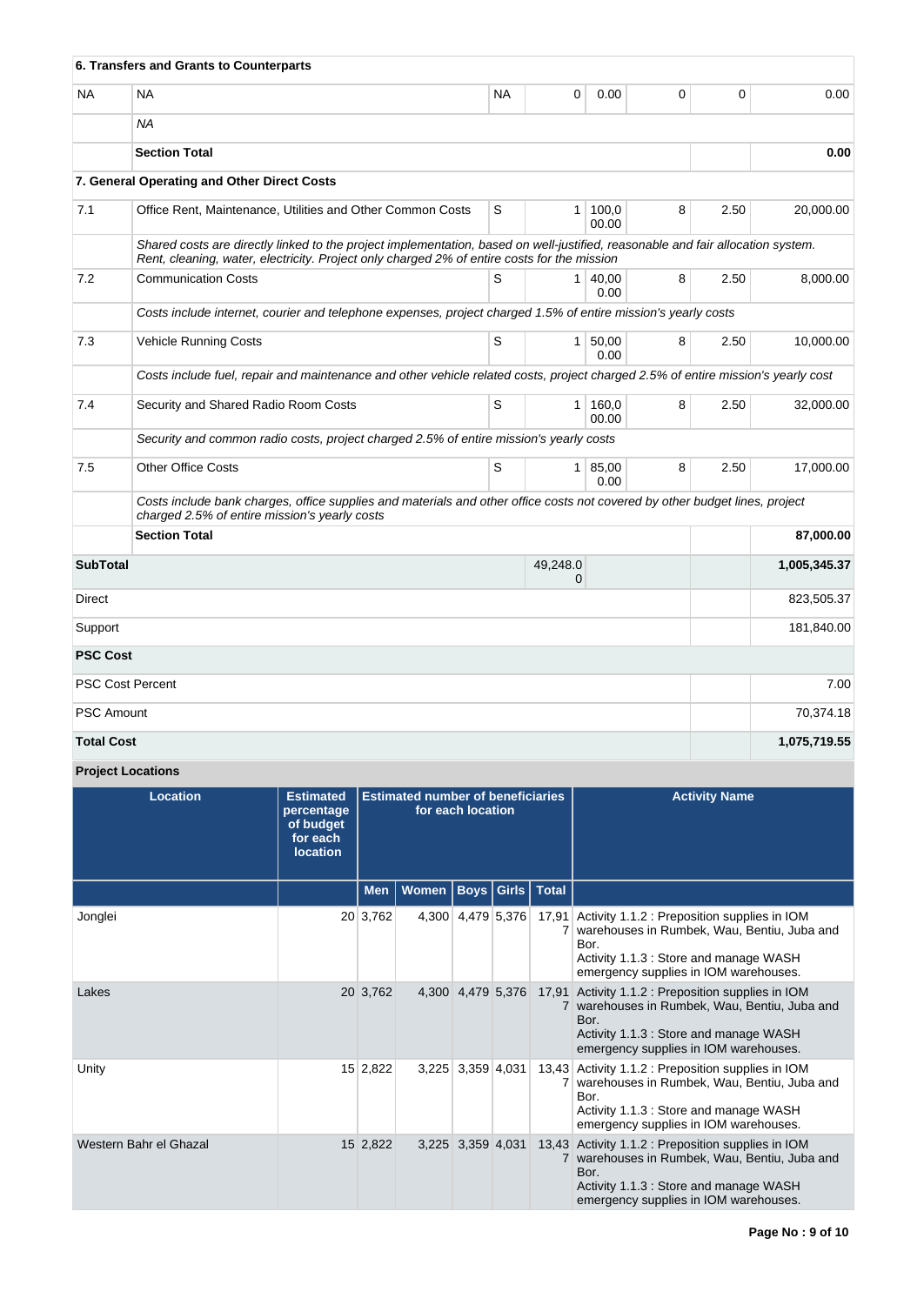| | | | | | | | |
|---|---|---|---|---|---|---|---|
| **6. Transfers and Grants to Counterparts** | | | | | | | |
| NA | NA | NA | 0 | 0.00 | 0 | 0 | 0.00 |
| | *NA* | | | | | | |
| | **Section Total** | | | | | | **0.00** |
| **7. General Operating and Other Direct Costs** | | | | | | | |
| 7.1 | Office Rent, Maintenance, Utilities and Other Common Costs | S | 1 | 100,000.00 | 8 | 2.50 | 20,000.00 |
| | *Shared costs are directly linked to the project implementation, based on well-justified, reasonable and fair allocation system. Rent, cleaning, water, electricity. Project only charged 2% of entire costs for the mission* | | | | | | |
| 7.2 | Communication Costs | S | 1 | 40,000.00 | 8 | 2.50 | 8,000.00 |
| | *Costs include internet, courier and telephone expenses, project charged 1.5% of entire mission's yearly costs* | | | | | | |
| 7.3 | Vehicle Running Costs | S | 1 | 50,000.00 | 8 | 2.50 | 10,000.00 |
| | *Costs include fuel, repair and maintenance and other vehicle related costs, project charged 2.5% of entire mission's yearly cost* | | | | | | |
| 7.4 | Security and Shared Radio Room Costs | S | 1 | 160,000.00 | 8 | 2.50 | 32,000.00 |
| | *Security and common radio costs, project charged 2.5% of entire mission's yearly costs* | | | | | | |
| 7.5 | Other Office Costs | S | 1 | 85,000.00 | 8 | 2.50 | 17,000.00 |
| | *Costs include bank charges, office supplies and materials and other office costs not covered by other budget lines, project charged 2.5% of entire mission's yearly costs* | | | | | | |
| | **Section Total** | | | | | | **87,000.00** |
| **SubTotal** | | | 49,248.00 | | | | **1,005,345.37** |
| Direct | | | | | | | 823,505.37 |
| Support | | | | | | | 181,840.00 |
| **PSC Cost** | | | | | | | |
| PSC Cost Percent | | | | | | | 7.00 |
| PSC Amount | | | | | | | 70,374.18 |
| **Total Cost** | | | | | | | **1,075,719.55** |

**Project Locations**

| Location | Estimated percentage of budget for each location | Estimated number of beneficiaries for each location | | | | | Activity Name |
|---|---|---|---|---|---|---|---|
| | | Men | Women | Boys | Girls | Total | |
| Jonglei | 20 | 3,762 | 4,300 | 4,479 | 5,376 | 17,917 | Activity 1.1.2 : Preposition supplies in IOM warehouses in Rumbek, Wau, Bentiu, Juba and Bor.<br>Activity 1.1.3 : Store and manage WASH emergency supplies in IOM warehouses. |
| Lakes | 20 | 3,762 | 4,300 | 4,479 | 5,376 | 17,917 | Activity 1.1.2 : Preposition supplies in IOM warehouses in Rumbek, Wau, Bentiu, Juba and Bor.<br>Activity 1.1.3 : Store and manage WASH emergency supplies in IOM warehouses. |
| Unity | 15 | 2,822 | 3,225 | 3,359 | 4,031 | 13,437 | Activity 1.1.2 : Preposition supplies in IOM warehouses in Rumbek, Wau, Bentiu, Juba and Bor.<br>Activity 1.1.3 : Store and manage WASH emergency supplies in IOM warehouses. |
| Western Bahr el Ghazal | 15 | 2,822 | 3,225 | 3,359 | 4,031 | 13,437 | Activity 1.1.2 : Preposition supplies in IOM warehouses in Rumbek, Wau, Bentiu, Juba and Bor.<br>Activity 1.1.3 : Store and manage WASH emergency supplies in IOM warehouses. |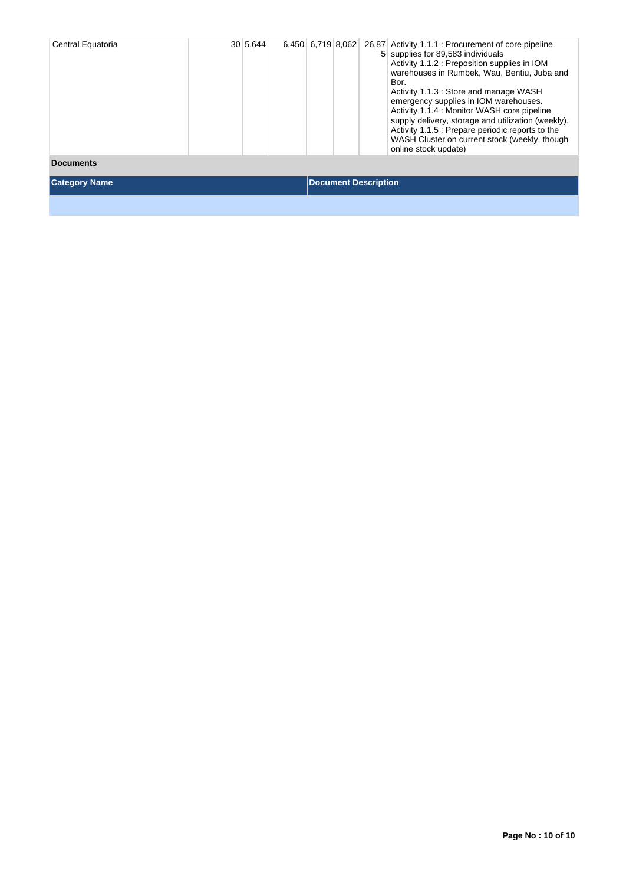| | | | | | | | |
|---|---|---|---|---|---|---|---|
| Central Equatoria | 30 | 5,644 | 6,450 | 6,719 | 8,062 | 26,875 | Activity 1.1.1 : Procurement of core pipeline supplies for 89,583 individuals<br>Activity 1.1.2 : Preposition supplies in IOM warehouses in Rumbek, Wau, Bentiu, Juba and Bor.<br>Activity 1.1.3 : Store and manage WASH emergency supplies in IOM warehouses.<br>Activity 1.1.4 : Monitor WASH core pipeline supply delivery, storage and utilization (weekly).<br>Activity 1.1.5 : Prepare periodic reports to the WASH Cluster on current stock (weekly, though online stock update) |

**Documents**

| Category Name | Document Description |
|---|---|
| | |